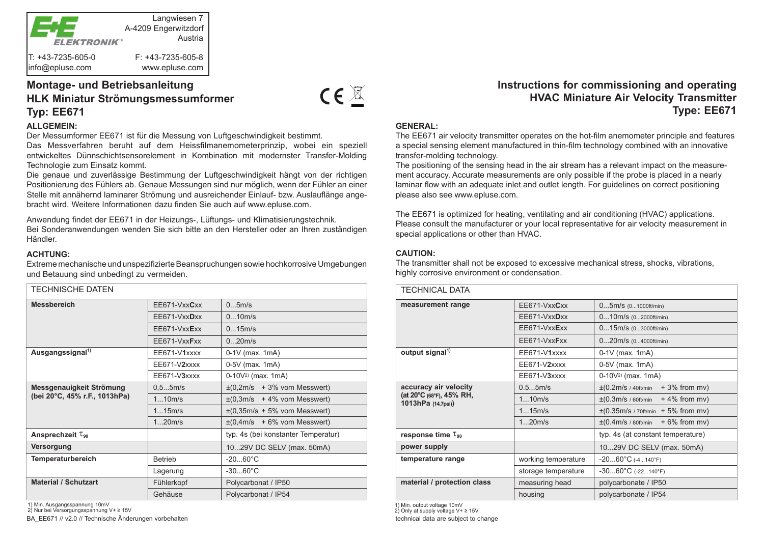Langwiesen 7
A-4209 Engerwitzdorf
Austria

T: +43-7235-605-0
F: +43-7235-605-8
info@epluse.com
www.epluse.com

## Montage- und Betriebsanleitung
## HLK Miniatur Strömungsmessumformer
## Typ: EE671

**ALLGEMEIN:**

Der Messumformer EE671 ist für die Messung von Luftgeschwindigkeit bestimmt.
Das Messverfahren beruht auf dem Heissfilmanemometerprinzip, wobei ein speziell entwickeltes Dünnschichtsensorelement in Kombination mit modernster Transfer-Molding Technologie zum Einsatz kommt.
Die genaue und zuverlässige Bestimmung der Luftgeschwindigkeit hängt von der richtigen Positionierung des Fühlers ab. Genaue Messungen sind nur möglich, wenn der Fühler an einer Stelle mit annähernd laminarer Strömung und ausreichender Einlauf- bzw. Auslauflänge angebracht wird. Weitere Informationen dazu finden Sie auch auf www.epluse.com.

Anwendung findet der EE671 in der Heizungs-, Lüftungs- und Klimatisierungstechnik.
Bei Sonderanwendungen wenden Sie sich bitte an den Hersteller oder an Ihren zuständigen Händler.

**ACHTUNG:**

Extreme mechanische und unspezifizierte Beanspruchungen sowie hochkorrosive Umgebungen und Betauung sind unbedingt zu vermeiden.

| TECHNISCHE DATEN | | |
|---|---|---|
| **Messbereich** | EE671-VxxCxx | 0...5m/s |
| | EE671-VxxDxx | 0...10m/s |
| | EE671-VxxExx | 0...15m/s |
| | EE671-VxxFxx | 0...20m/s |
| **Ausgangssignal**[1] | EE671-V1xxxx | 0-1V (max. 1mA) |
| | EE671-V2xxxx | 0-5V (max. 1mA) |
| | EE671-V3xxxx | 0-10V[2] (max. 1mA) |
| **Messgenauigkeit Strömung (bei 20°C, 45% r.F., 1013hPa)** | 0,5...5m/s | ±(0,2m/s + 3% vom Messwert) |
| | 1...10m/s | ±(0,3m/s + 4% vom Messwert) |
| | 1...15m/s | ±(0,35m/s + 5% vom Messwert) |
| | 1...20m/s | ±(0,4m/s + 6% vom Messwert) |
| **Ansprechzeit $\tau_{90}$** | | typ. 4s (bei konstanter Temperatur) |
| **Versorgung** | | 10...29V DC SELV (max. 50mA) |
| **Temperaturbereich** | Betrieb | -20...60°C |
| | Lagerung | -30...60°C |
| **Material / Schutzart** | Fühlerkopf | Polycarbonat / IP50 |
| | Gehäuse | Polycarbonat / IP54 |

1) Min. Ausgangsspannung 10mV
2) Nur bei Versorgungsspannung V+ ≥ 15V

BA_EE671 // v2.0 // Technische Änderungen vorbehalten

## Instructions for commissioning and operating
## HVAC Miniature Air Velocity Transmitter
## Type: EE671

**GENERAL:**

The EE671 air velocity transmitter operates on the hot-film anemometer principle and features a special sensing element manufactured in thin-film technology combined with an innovative transfer-molding technology.
The positioning of the sensing head in the air stream has a relevant impact on the measurement accuracy. Accurate measurements are only possible if the probe is placed in a nearly laminar flow with an adequate inlet and outlet length. For guidelines on correct positioning please also see www.epluse.com.

The EE671 is optimized for heating, ventilating and air conditioning (HVAC) applications.
Please consult the manufacturer or your local representative for air velocity measurement in special applications or other than HVAC.

**CAUTION:**

The transmitter shall not be exposed to excessive mechanical stress, shocks, vibrations, highly corrosive environment or condensation.

| TECHNICAL DATA | | |
|---|---|---|
| **measurement range** | EE671-VxxCxx | 0...5m/s (0...1000ft/min) |
| | EE671-VxxDxx | 0...10m/s (0...2000ft/min) |
| | EE671-VxxExx | 0...15m/s (0...3000ft/min) |
| | EE671-VxxFxx | 0...20m/s (0...4000ft/min) |
| **output signal**[1] | EE671-V1xxxx | 0-1V (max. 1mA) |
| | EE671-V2xxxx | 0-5V (max. 1mA) |
| | EE671-V3xxxx | 0-10V[2] (max. 1mA) |
| **accuracy air velocity (at 20°C (68°F), 45% RH, 1013hPa (14.7psi))** | 0.5...5m/s | ±(0.2m/s / 40ft/min + 3% from mv) |
| | 1...10m/s | ±(0.3m/s / 60ft/min + 4% from mv) |
| | 1...15m/s | ±(0.35m/s / 70ft/min + 5% from mv) |
| | 1...20m/s | ±(0.4m/s / 80ft/min + 6% from mv) |
| **response time $\tau_{90}$** | | typ. 4s (at constant temperature) |
| **power supply** | | 10...29V DC SELV (max. 50mA) |
| **temperature range** | working temperature | -20...60°C (-4...140°F) |
| | storage temperature | -30...60°C (-22...140°F) |
| **material / protection class** | measuring head | polycarbonate / IP50 |
| | housing | polycarbonate / IP54 |

1) Min. output voltage 10mV
2) Only at supply voltage V+ ≥ 15V

technical data are subject to change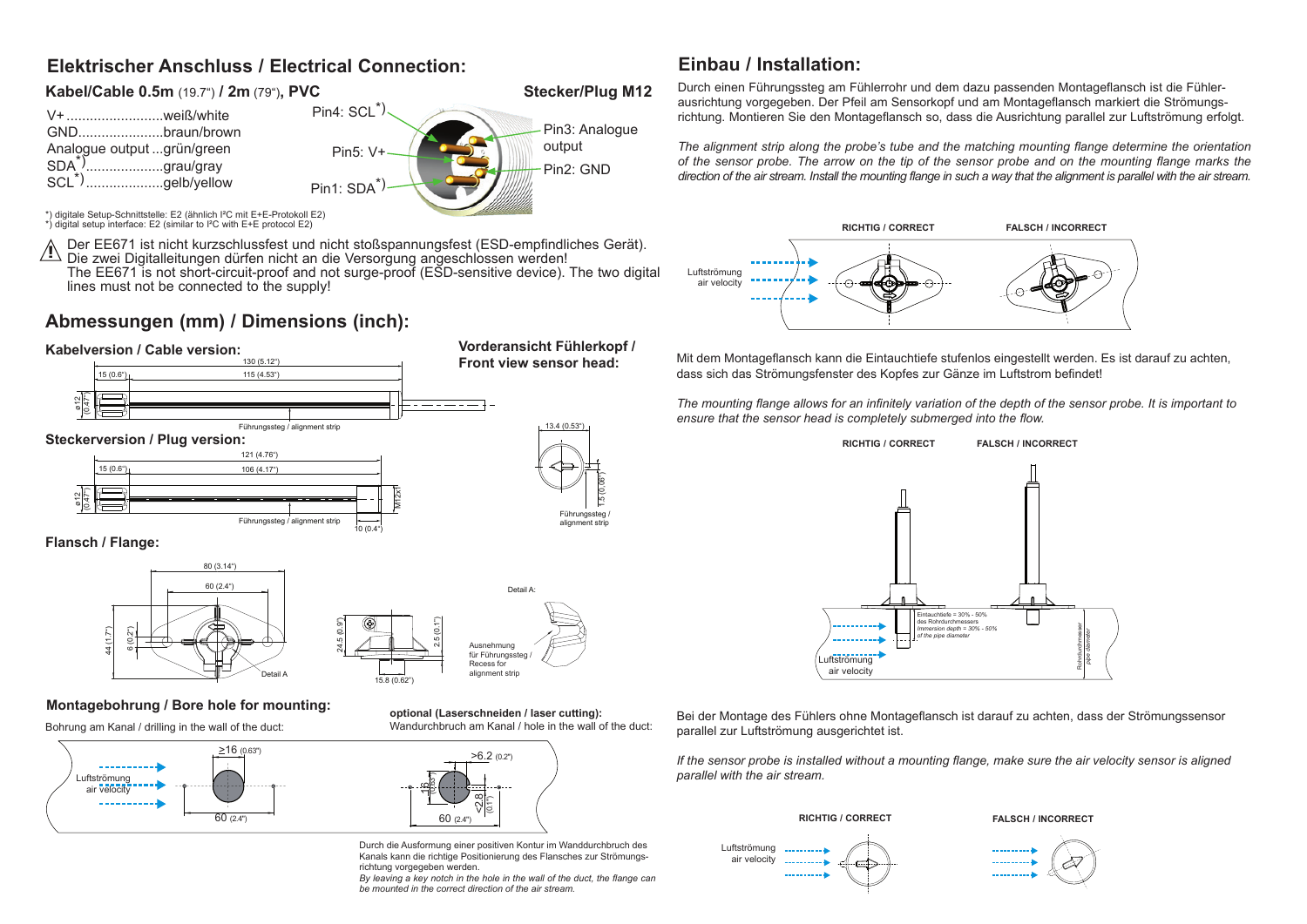## Elektrischer Anschluss / Electrical Connection:

### Kabel/Cable 0.5m (19.7") / 2m (79"), PVC

V+.........................weiß/white
GND......................braun/brown
Analogue output ...grün/green
SDA*)....................grau/gray
SCL*)....................gelb/yellow

### Stecker/Plug M12

Pin4: SCL*)
Pin5: V+
Pin1: SDA*)
Pin3: Analogue output
Pin2: GND

*) digitale Setup-Schnittstelle: E2 (ähnlich I²C mit E+E-Protokoll E2)
*) digital setup interface: E2 (similar to I²C with E+E protocol E2)

⚠ Der EE671 ist nicht kurzschlussfest und nicht stoßspannungsfest (ESD-empfindliches Gerät). Die zwei Digitalleitungen dürfen nicht an die Versorgung angeschlossen werden!
The EE671 is not short-circuit-proof and not surge-proof (ESD-sensitive device). The two digital lines must not be connected to the supply!

## Abmessungen (mm) / Dimensions (inch):

### Kabelversion / Cable version:

130 (5.12")
15 (0.6")
115 (4.53")
ø12 (0.47")
Führungssteg / alignment strip

### Steckerversion / Plug version:

121 (4.76")
15 (0.6")
106 (4.17")
ø12 (0.47")
M12x1
Führungssteg / alignment strip
10 (0.4")

### Vorderansicht Fühlerkopf / Front view sensor head:

13.4 (0.53")
1.5 (0.06")
Führungssteg / alignment strip

### Flansch / Flange:

80 (3.14")
60 (2.4")
44 (1.7")
6 (0.2")
Detail A
24.5 (0.9")
2.5 (0.1")
15.8 (0.62")

Detail A:
Ausnehmung für Führungssteg / Recess for alignment strip

### Montagebohrung / Bore hole for mounting:

Bohrung am Kanal / drilling in the wall of the duct:

≥16 (0.63")
Luftströmung air velocity
60 (2.4")

**optional (Laserschneiden / laser cutting):**
Wanddurchbruch am Kanal / hole in the wall of the duct:

>6.2 (0.2")
16 (0.63")
<2.8 (0.1")
60 (2.4")

Durch die Ausformung einer positiven Kontur im Wanddurchbruch des Kanals kann die richtige Positionierung des Flansches zur Strömungsrichtung vorgegeben werden.
*By leaving a key notch in the hole in the wall of the duct, the flange can be mounted in the correct direction of the air stream.*

## Einbau / Installation:

Durch einen Führungssteg am Fühlerrohr und dem dazu passenden Montageflansch ist die Fühlerausrichtung vorgegeben. Der Pfeil am Sensorkopf und am Montageflansch markiert die Strömungsrichtung. Montieren Sie den Montageflansch so, dass die Ausrichtung parallel zur Luftströmung erfolgt.

*The alignment strip along the probe's tube and the matching mounting flange determine the orientation of the sensor probe. The arrow on the tip of the sensor probe and on the mounting flange marks the direction of the air stream. Install the mounting flange in such a way that the alignment is parallel with the air stream.*

RICHTIG / CORRECT
FALSCH / INCORRECT
Luftströmung air velocity

Mit dem Montageflansch kann die Eintauchtiefe stufenlos eingestellt werden. Es ist darauf zu achten, dass sich das Strömungsfenster des Kopfes zur Gänze im Luftstrom befindet!

*The mounting flange allows for an infinitely variation of the depth of the sensor probe. It is important to ensure that the sensor head is completely submerged into the flow.*

RICHTIG / CORRECT
FALSCH / INCORRECT
Eintauchtiefe = 30% - 50% des Rohrdurchmessers
*Immersion depth = 30% - 50% of the pipe diameter*
Rohrdurchmesser *pipe diameter*
Luftströmung air velocity

Bei der Montage des Fühlers ohne Montageflansch ist darauf zu achten, dass der Strömungssensor parallel zur Luftströmung ausgerichtet ist.

*If the sensor probe is installed without a mounting flange, make sure the air velocity sensor is aligned parallel with the air stream.*

RICHTIG / CORRECT
FALSCH / INCORRECT
Luftströmung air velocity